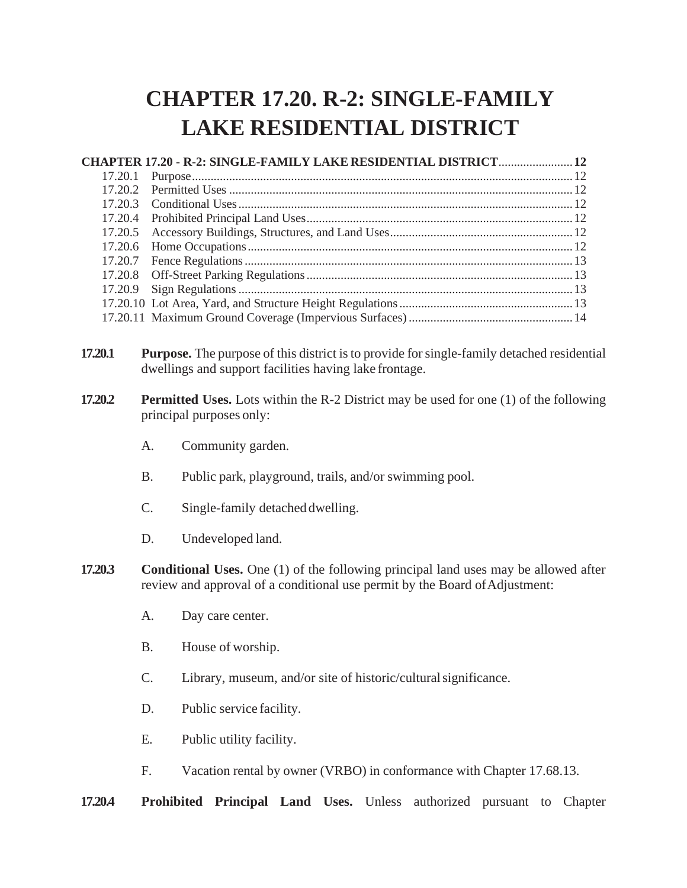# CHAPTER 17.20. R-2: SINGLE-FAMILY LAKE RESIDENTIAL DISTRICT

**CHAPTER 17.20 - R-2: SINGLE-FAMILY LAKE RESIDENTIAL DISTRICT** .......................... **12**

- 17.20.1 Purpose .......................... 12
- 17.20.2 Permitted Uses .......................... 12
- 17.20.3 Conditional Uses .......................... 12
- 17.20.4 Prohibited Principal Land Uses .......................... 12
- 17.20.5 Accessory Buildings, Structures, and Land Uses .......................... 12
- 17.20.6 Home Occupations .......................... 12
- 17.20.7 Fence Regulations .......................... 13
- 17.20.8 Off-Street Parking Regulations .......................... 13
- 17.20.9 Sign Regulations .......................... 13
- 17.20.10 Lot Area, Yard, and Structure Height Regulations .......................... 13
- 17.20.11 Maximum Ground Coverage (Impervious Surfaces) .......................... 14

**17.20.1** **Purpose.** The purpose of this district is to provide for single-family detached residential dwellings and support facilities having lake frontage.

**17.20.2** **Permitted Uses.** Lots within the R-2 District may be used for one (1) of the following principal purposes only:

A. Community garden.

B. Public park, playground, trails, and/or swimming pool.

C. Single-family detached dwelling.

D. Undeveloped land.

**17.20.3** **Conditional Uses.** One (1) of the following principal land uses may be allowed after review and approval of a conditional use permit by the Board of Adjustment:

A. Day care center.

B. House of worship.

C. Library, museum, and/or site of historic/cultural significance.

D. Public service facility.

E. Public utility facility.

F. Vacation rental by owner (VRBO) in conformance with Chapter 17.68.13.

**17.20.4** **Prohibited Principal Land Uses.** Unless authorized pursuant to Chapter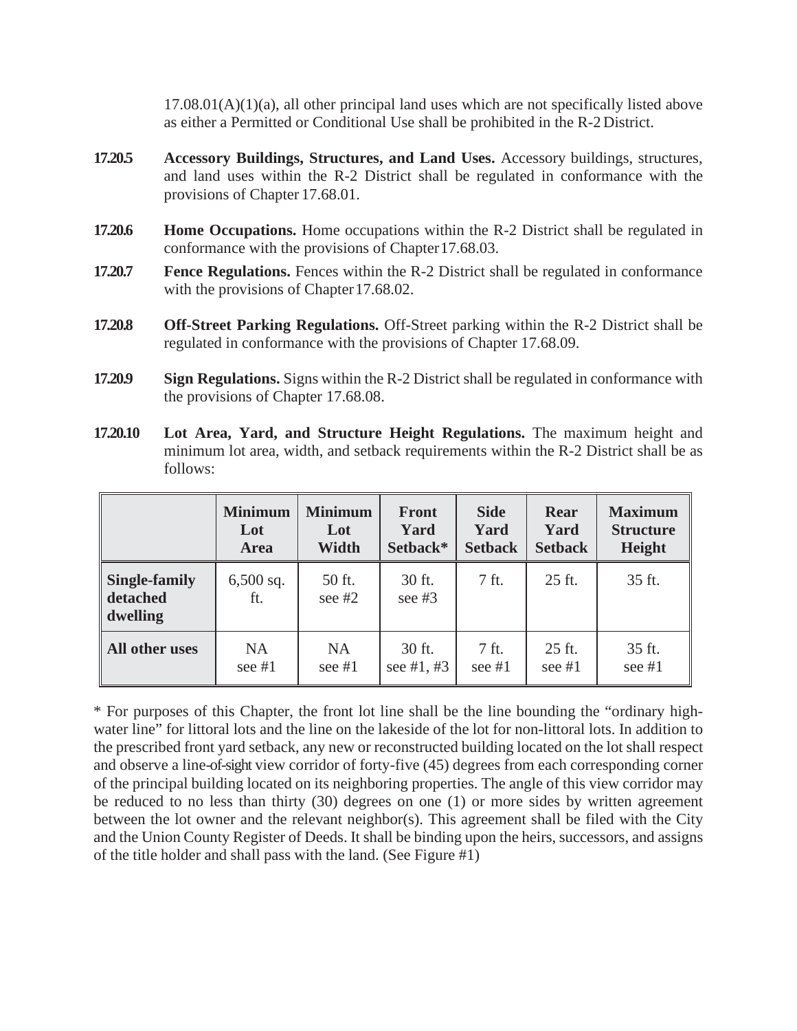17.08.01(A)(1)(a), all other principal land uses which are not specifically listed above as either a Permitted or Conditional Use shall be prohibited in the R-2 District.

**17.20.5** **Accessory Buildings, Structures, and Land Uses.** Accessory buildings, structures, and land uses within the R-2 District shall be regulated in conformance with the provisions of Chapter 17.68.01.

**17.20.6** **Home Occupations.** Home occupations within the R-2 District shall be regulated in conformance with the provisions of Chapter 17.68.03.

**17.20.7** **Fence Regulations.** Fences within the R-2 District shall be regulated in conformance with the provisions of Chapter 17.68.02.

**17.20.8** **Off-Street Parking Regulations.** Off-Street parking within the R-2 District shall be regulated in conformance with the provisions of Chapter 17.68.09.

**17.20.9** **Sign Regulations.** Signs within the R-2 District shall be regulated in conformance with the provisions of Chapter 17.68.08.

**17.20.10** **Lot Area, Yard, and Structure Height Regulations.** The maximum height and minimum lot area, width, and setback requirements within the R-2 District shall be as follows:

| | Minimum Lot Area | Minimum Lot Width | Front Yard Setback* | Side Yard Setback | Rear Yard Setback | Maximum Structure Height |
|---|---|---|---|---|---|---|
| **Single-family detached dwelling** | 6,500 sq. ft. | 50 ft. see #2 | 30 ft. see #3 | 7 ft. | 25 ft. | 35 ft. |
| **All other uses** | NA see #1 | NA see #1 | 30 ft. see #1, #3 | 7 ft. see #1 | 25 ft. see #1 | 35 ft. see #1 |

* For purposes of this Chapter, the front lot line shall be the line bounding the "ordinary high-water line" for littoral lots and the line on the lakeside of the lot for non-littoral lots. In addition to the prescribed front yard setback, any new or reconstructed building located on the lot shall respect and observe a line-of-sight view corridor of forty-five (45) degrees from each corresponding corner of the principal building located on its neighboring properties. The angle of this view corridor may be reduced to no less than thirty (30) degrees on one (1) or more sides by written agreement between the lot owner and the relevant neighbor(s). This agreement shall be filed with the City and the Union County Register of Deeds. It shall be binding upon the heirs, successors, and assigns of the title holder and shall pass with the land. (See Figure #1)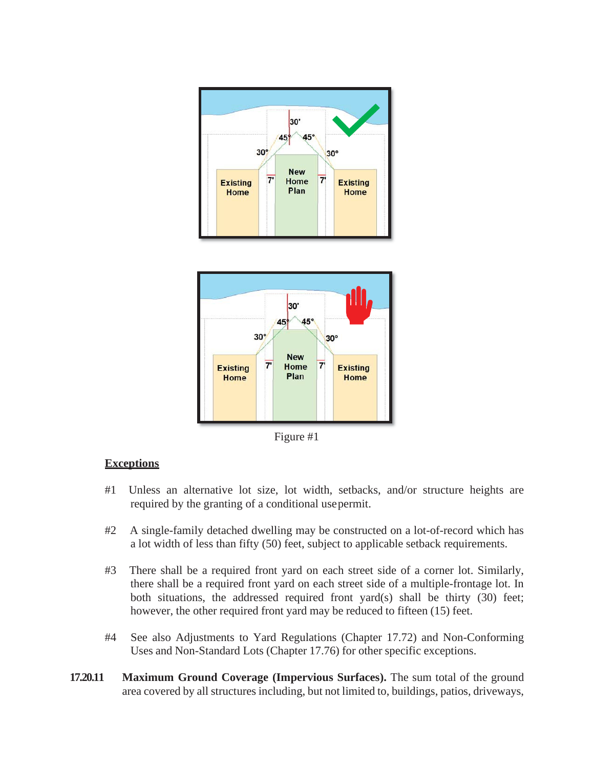Figure #1

**Exceptions**

#1 Unless an alternative lot size, lot width, setbacks, and/or structure heights are required by the granting of a conditional use permit.

#2 A single-family detached dwelling may be constructed on a lot-of-record which has a lot width of less than fifty (50) feet, subject to applicable setback requirements.

#3 There shall be a required front yard on each street side of a corner lot. Similarly, there shall be a required front yard on each street side of a multiple-frontage lot. In both situations, the addressed required front yard(s) shall be thirty (30) feet; however, the other required front yard may be reduced to fifteen (15) feet.

#4 See also Adjustments to Yard Regulations (Chapter 17.72) and Non-Conforming Uses and Non-Standard Lots (Chapter 17.76) for other specific exceptions.

**17.20.11** **Maximum Ground Coverage (Impervious Surfaces).** The sum total of the ground area covered by all structures including, but not limited to, buildings, patios, driveways,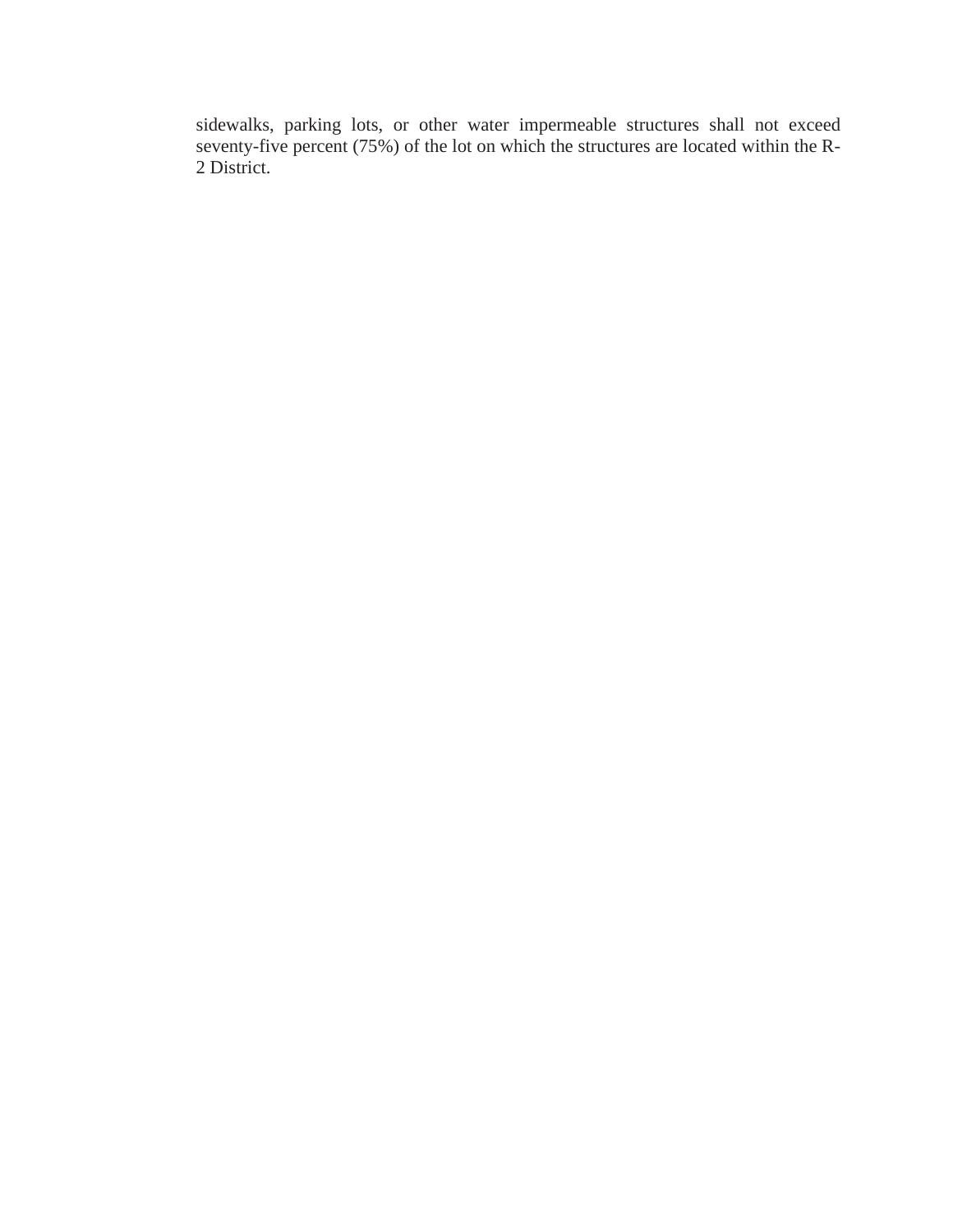sidewalks, parking lots, or other water impermeable structures shall not exceed seventy-five percent (75%) of the lot on which the structures are located within the R-2 District.